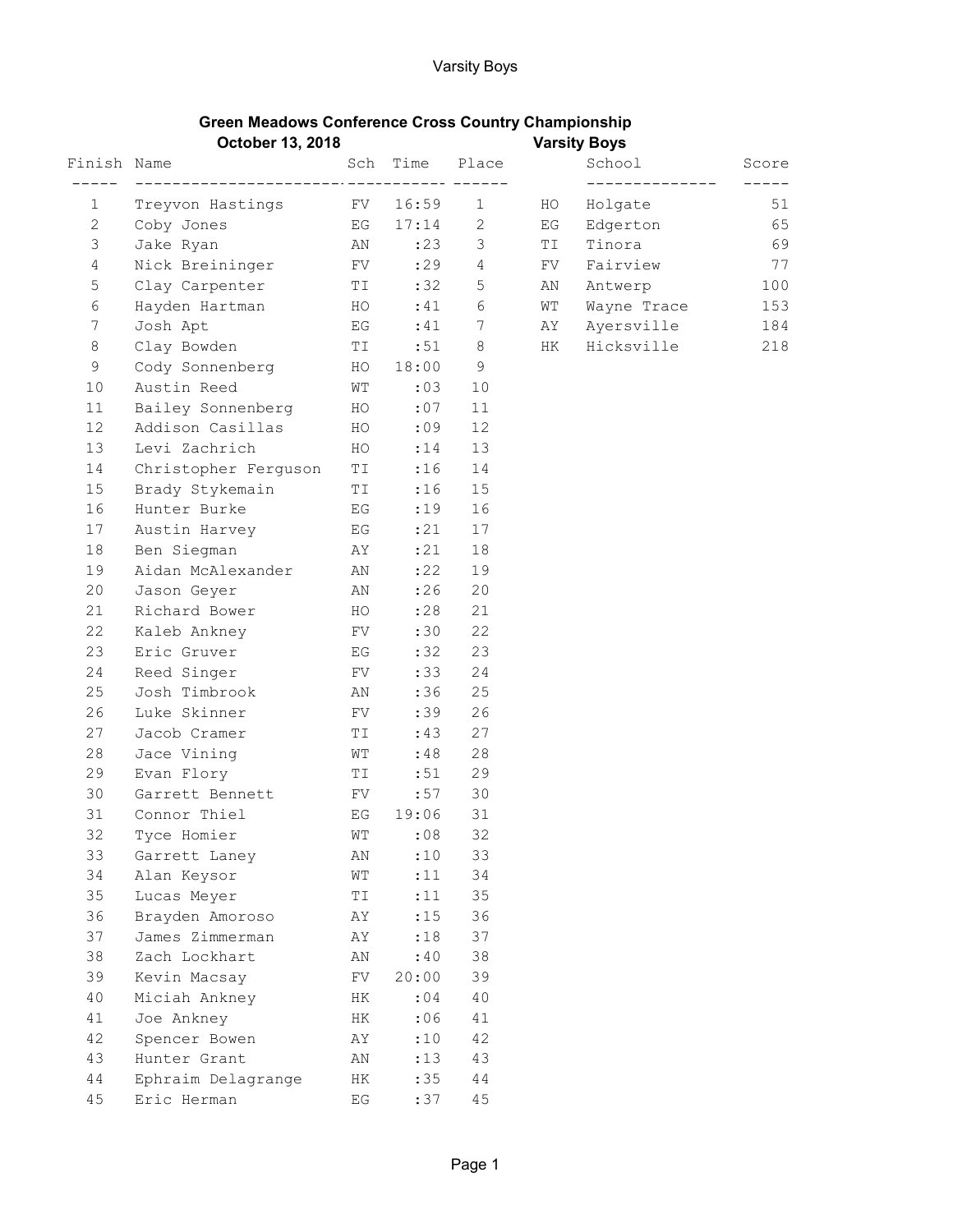Varsity Boys

## Green Meadows Conference Cross Country Championship

**October 13, 2018** **Varsity Boys**

| Finish | Name | Sch | Time | Place |
|---|---|---|---|---|
| 1 | Treyvon Hastings | FV | 16:59 | 1 |
| 2 | Coby Jones | EG | 17:14 | 2 |
| 3 | Jake Ryan | AN | :23 | 3 |
| 4 | Nick Breininger | FV | :29 | 4 |
| 5 | Clay Carpenter | TI | :32 | 5 |
| 6 | Hayden Hartman | HO | :41 | 6 |
| 7 | Josh Apt | EG | :41 | 7 |
| 8 | Clay Bowden | TI | :51 | 8 |
| 9 | Cody Sonnenberg | HO | 18:00 | 9 |
| 10 | Austin Reed | WT | :03 | 10 |
| 11 | Bailey Sonnenberg | HO | :07 | 11 |
| 12 | Addison Casillas | HO | :09 | 12 |
| 13 | Levi Zachrich | HO | :14 | 13 |
| 14 | Christopher Ferguson | TI | :16 | 14 |
| 15 | Brady Stykemain | TI | :16 | 15 |
| 16 | Hunter Burke | EG | :19 | 16 |
| 17 | Austin Harvey | EG | :21 | 17 |
| 18 | Ben Siegman | AY | :21 | 18 |
| 19 | Aidan McAlexander | AN | :22 | 19 |
| 20 | Jason Geyer | AN | :26 | 20 |
| 21 | Richard Bower | HO | :28 | 21 |
| 22 | Kaleb Ankney | FV | :30 | 22 |
| 23 | Eric Gruver | EG | :32 | 23 |
| 24 | Reed Singer | FV | :33 | 24 |
| 25 | Josh Timbrook | AN | :36 | 25 |
| 26 | Luke Skinner | FV | :39 | 26 |
| 27 | Jacob Cramer | TI | :43 | 27 |
| 28 | Jace Vining | WT | :48 | 28 |
| 29 | Evan Flory | TI | :51 | 29 |
| 30 | Garrett Bennett | FV | :57 | 30 |
| 31 | Connor Thiel | EG | 19:06 | 31 |
| 32 | Tyce Homier | WT | :08 | 32 |
| 33 | Garrett Laney | AN | :10 | 33 |
| 34 | Alan Keysor | WT | :11 | 34 |
| 35 | Lucas Meyer | TI | :11 | 35 |
| 36 | Brayden Amoroso | AY | :15 | 36 |
| 37 | James Zimmerman | AY | :18 | 37 |
| 38 | Zach Lockhart | AN | :40 | 38 |
| 39 | Kevin Macsay | FV | 20:00 | 39 |
| 40 | Miciah Ankney | HK | :04 | 40 |
| 41 | Joe Ankney | HK | :06 | 41 |
| 42 | Spencer Bowen | AY | :10 | 42 |
| 43 | Hunter Grant | AN | :13 | 43 |
| 44 | Ephraim Delagrange | HK | :35 | 44 |
| 45 | Eric Herman | EG | :37 | 45 |

| | School | Score |
|---|---|---|
| HO | Holgate | 51 |
| EG | Edgerton | 65 |
| TI | Tinora | 69 |
| FV | Fairview | 77 |
| AN | Antwerp | 100 |
| WT | Wayne Trace | 153 |
| AY | Ayersville | 184 |
| HK | Hicksville | 218 |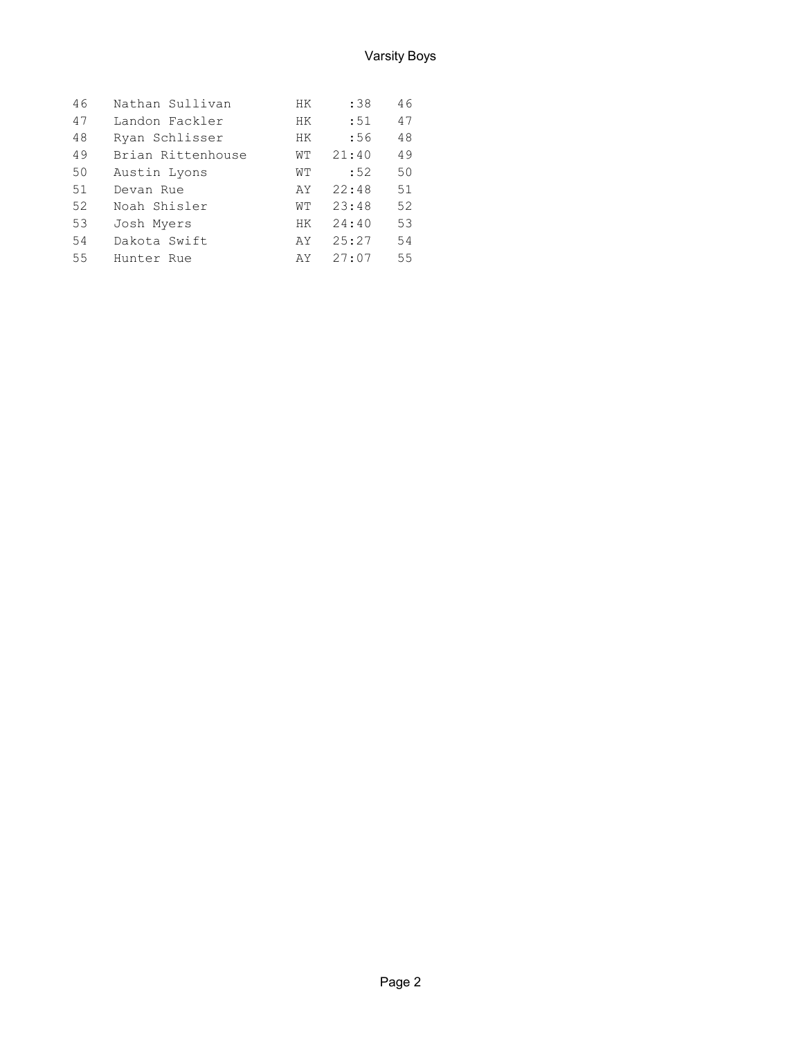Varsity Boys

| | | | | |
|---|---|---|---|---|
| 46 | Nathan Sullivan | HK | :38 | 46 |
| 47 | Landon Fackler | HK | :51 | 47 |
| 48 | Ryan Schlisser | HK | :56 | 48 |
| 49 | Brian Rittenhouse | WT | 21:40 | 49 |
| 50 | Austin Lyons | WT | :52 | 50 |
| 51 | Devan Rue | AY | 22:48 | 51 |
| 52 | Noah Shisler | WT | 23:48 | 52 |
| 53 | Josh Myers | HK | 24:40 | 53 |
| 54 | Dakota Swift | AY | 25:27 | 54 |
| 55 | Hunter Rue | AY | 27:07 | 55 |